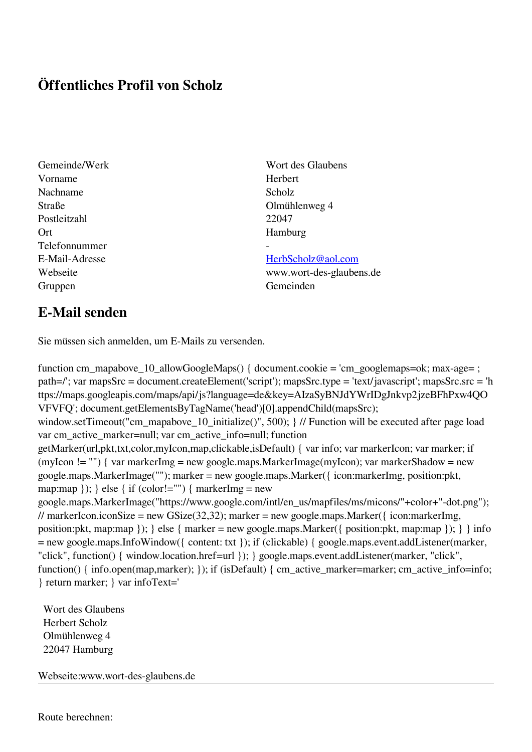# Öffentliches Profil von Scholz

| | |
|---|---|
| Gemeinde/Werk | Wort des Glaubens |
| Vorname | Herbert |
| Nachname | Scholz |
| Straße | Olmühlenweg 4 |
| Postleitzahl | 22047 |
| Ort | Hamburg |
| Telefonnummer | - |
| E-Mail-Adresse | HerbScholz@aol.com |
| Webseite | www.wort-des-glaubens.de |
| Gruppen | Gemeinden |

## E-Mail senden

Sie müssen sich anmelden, um E-Mails zu versenden.

function cm_mapabove_10_allowGoogleMaps() { document.cookie = 'cm_googlemaps=ok; max-age= ; path=/'; var mapsSrc = document.createElement('script'); mapsSrc.type = 'text/javascript'; mapsSrc.src = 'https://maps.googleapis.com/maps/api/js?language=de&key=AIzaSyBNJdYWrIDgJnkvp2jzeBFhPxw4QOVFVFQ'; document.getElementsByTagName('head')[0].appendChild(mapsSrc); window.setTimeout("cm_mapabove_10_initialize()", 500); } // Function will be executed after page load var cm_active_marker=null; var cm_active_info=null; function getMarker(url,pkt,txt,color,myIcon,map,clickable,isDefault) { var info; var markerIcon; var marker; if (myIcon != "") { var markerImg = new google.maps.MarkerImage(myIcon); var markerShadow = new google.maps.MarkerImage(""); marker = new google.maps.Marker({ icon:markerImg, position:pkt, map:map }); } else { if (color!="") { markerImg = new google.maps.MarkerImage("https://www.google.com/intl/en_us/mapfiles/ms/micons/"+color+"-dot.png"); // markerIcon.iconSize = new GSize(32,32); marker = new google.maps.Marker({ icon:markerImg, position:pkt, map:map }); } else { marker = new google.maps.Marker({ position:pkt, map:map }); } } info = new google.maps.InfoWindow({ content: txt }); if (clickable) { google.maps.event.addListener(marker, "click", function() { window.location.href=url }); } google.maps.event.addListener(marker, "click", function() { info.open(map,marker); }); if (isDefault) { cm_active_marker=marker; cm_active_info=info; } return marker; } var infoText='

Wort des Glaubens  
Herbert Scholz  
Olmühlenweg 4  
22047 Hamburg

Webseite:www.wort-des-glaubens.de

---

Route berechnen: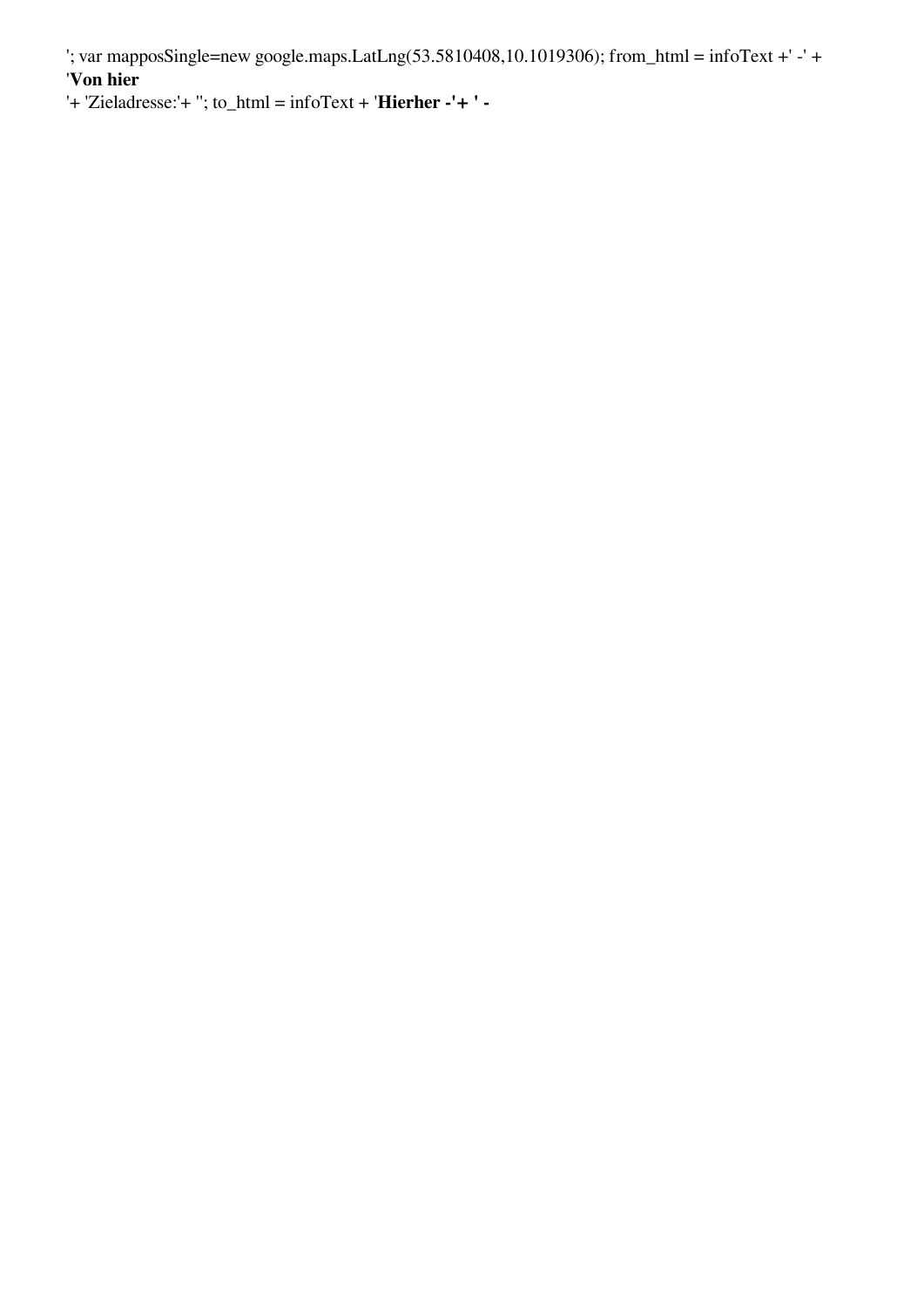'; var mapposSingle=new google.maps.LatLng(53.5810408,10.1019306); from_html = infoText +' -' +
'**Von hier**
'+ 'Zieladresse:'+ ''; to_html = infoText + '**Hierher -'+ ' -**